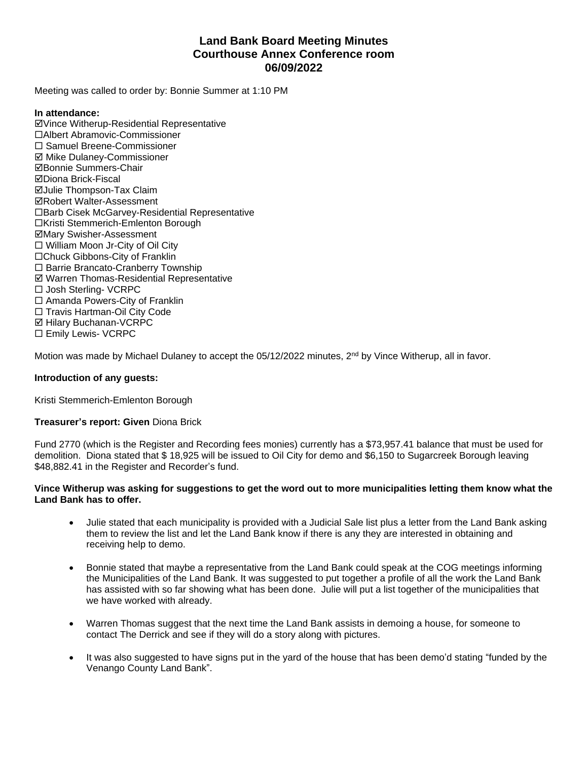# Land Bank Board Meeting Minutes
# Courthouse Annex Conference room
# 06/09/2022

Meeting was called to order by: Bonnie Summer at 1:10 PM

**In attendance:**

☑Vince Witherup-Residential Representative
☐Albert Abramovic-Commissioner
☐ Samuel Breene-Commissioner
☑ Mike Dulaney-Commissioner
☑Bonnie Summers-Chair
☑Diona Brick-Fiscal
☑Julie Thompson-Tax Claim
☑Robert Walter-Assessment
☐Barb Cisek McGarvey-Residential Representative
☐Kristi Stemmerich-Emlenton Borough
☑Mary Swisher-Assessment
☐ William Moon Jr-City of Oil City
☐Chuck Gibbons-City of Franklin
☐ Barrie Brancato-Cranberry Township
☑ Warren Thomas-Residential Representative
☐ Josh Sterling- VCRPC
☐ Amanda Powers-City of Franklin
☐ Travis Hartman-Oil City Code
☑ Hilary Buchanan-VCRPC
☐ Emily Lewis- VCRPC

Motion was made by Michael Dulaney to accept the 05/12/2022 minutes, 2nd by Vince Witherup, all in favor.

**Introduction of any guests:**

Kristi Stemmerich-Emlenton Borough

**Treasurer's report: Given** Diona Brick

Fund 2770 (which is the Register and Recording fees monies) currently has a $73,957.41 balance that must be used for demolition. Diona stated that $ 18,925 will be issued to Oil City for demo and $6,150 to Sugarcreek Borough leaving $48,882.41 in the Register and Recorder's fund.

**Vince Witherup was asking for suggestions to get the word out to more municipalities letting them know what the Land Bank has to offer.**

- Julie stated that each municipality is provided with a Judicial Sale list plus a letter from the Land Bank asking them to review the list and let the Land Bank know if there is any they are interested in obtaining and receiving help to demo.

- Bonnie stated that maybe a representative from the Land Bank could speak at the COG meetings informing the Municipalities of the Land Bank. It was suggested to put together a profile of all the work the Land Bank has assisted with so far showing what has been done. Julie will put a list together of the municipalities that we have worked with already.

- Warren Thomas suggest that the next time the Land Bank assists in demoing a house, for someone to contact The Derrick and see if they will do a story along with pictures.

- It was also suggested to have signs put in the yard of the house that has been demo'd stating "funded by the Venango County Land Bank".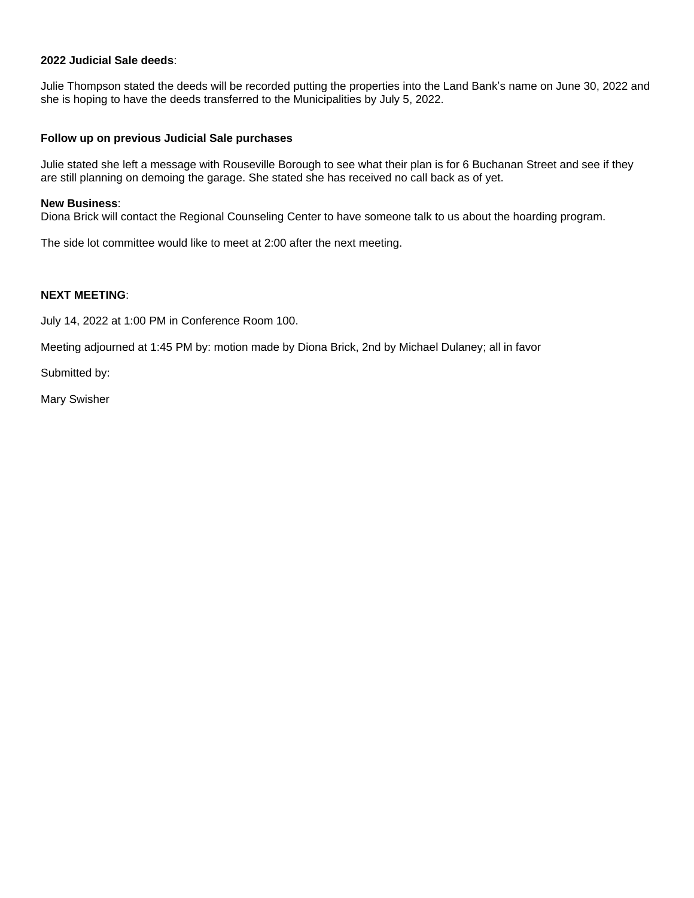**2022 Judicial Sale deeds**:

Julie Thompson stated the deeds will be recorded putting the properties into the Land Bank's name on June 30, 2022 and she is hoping to have the deeds transferred to the Municipalities by July 5, 2022.

**Follow up on previous Judicial Sale purchases**

Julie stated she left a message with Rouseville Borough to see what their plan is for 6 Buchanan Street and see if they are still planning on demoing the garage. She stated she has received no call back as of yet.

**New Business**:
Diona Brick will contact the Regional Counseling Center to have someone talk to us about the hoarding program.

The side lot committee would like to meet at 2:00 after the next meeting.

**NEXT MEETING**:

July 14, 2022 at 1:00 PM in Conference Room 100.

Meeting adjourned at 1:45 PM by: motion made by Diona Brick, 2nd by Michael Dulaney; all in favor

Submitted by:

Mary Swisher